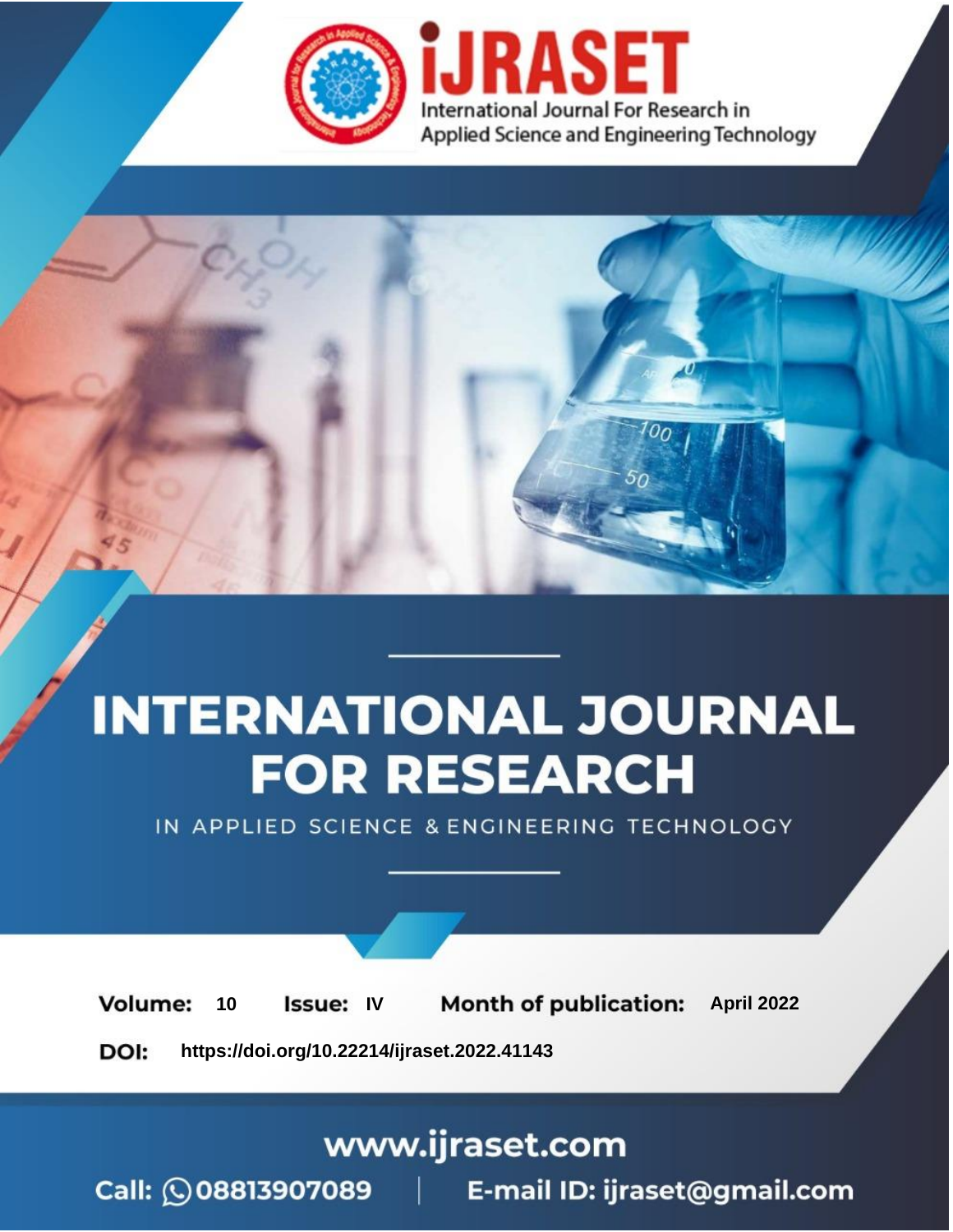# INTERNATIONAL JOURNAL FOR RESEARCH

IN APPLIED SCIENCE & ENGINEERING TECHNOLOGY

**Volume:** 10 **Issue:** IV **Month of publication:** April 2022

**DOI:** https://doi.org/10.22214/ijraset.2022.41143

www.ijraset.com

Call: 08813907089 | E-mail ID: ijraset@gmail.com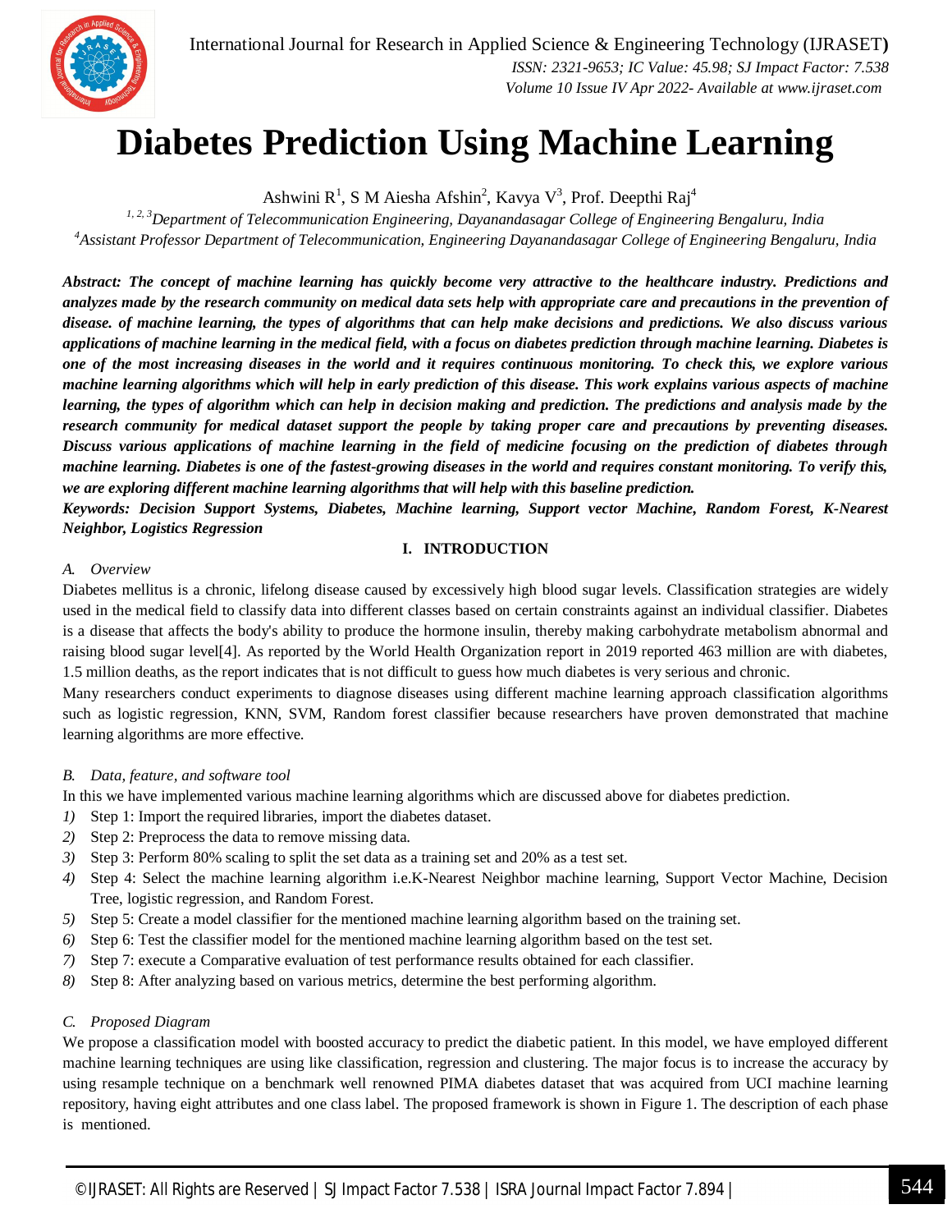# Diabetes Prediction Using Machine Learning

Ashwini R[1], S M Aiesha Afshin[2], Kavya V[3], Prof. Deepthi Raj[4]

[1, 2, 3]*Department of Telecommunication Engineering, Dayanandasagar College of Engineering Bengaluru, India*
[4]*Assistant Professor Department of Telecommunication, Engineering Dayanandasagar College of Engineering Bengaluru, India*

***Abstract:** The concept of machine learning has quickly become very attractive to the healthcare industry. Predictions and analyzes made by the research community on medical data sets help with appropriate care and precautions in the prevention of disease. of machine learning, the types of algorithms that can help make decisions and predictions. We also discuss various applications of machine learning in the medical field, with a focus on diabetes prediction through machine learning. Diabetes is one of the most increasing diseases in the world and it requires continuous monitoring. To check this, we explore various machine learning algorithms which will help in early prediction of this disease. This work explains various aspects of machine learning, the types of algorithm which can help in decision making and prediction. The predictions and analysis made by the research community for medical dataset support the people by taking proper care and precautions by preventing diseases. Discuss various applications of machine learning in the field of medicine focusing on the prediction of diabetes through machine learning. Diabetes is one of the fastest-growing diseases in the world and requires constant monitoring. To verify this, we are exploring different machine learning algorithms that will help with this baseline prediction.*

***Keywords:** Decision Support Systems, Diabetes, Machine learning, Support vector Machine, Random Forest, K-Nearest Neighbor, Logistics Regression*

## I. INTRODUCTION

### A. Overview

Diabetes mellitus is a chronic, lifelong disease caused by excessively high blood sugar levels. Classification strategies are widely used in the medical field to classify data into different classes based on certain constraints against an individual classifier. Diabetes is a disease that affects the body's ability to produce the hormone insulin, thereby making carbohydrate metabolism abnormal and raising blood sugar level[4]. As reported by the World Health Organization report in 2019 reported 463 million are with diabetes, 1.5 million deaths, as the report indicates that is not difficult to guess how much diabetes is very serious and chronic.

Many researchers conduct experiments to diagnose diseases using different machine learning approach classification algorithms such as logistic regression, KNN, SVM, Random forest classifier because researchers have proven demonstrated that machine learning algorithms are more effective.

### B. Data, feature, and software tool

In this we have implemented various machine learning algorithms which are discussed above for diabetes prediction.

1) Step 1: Import the required libraries, import the diabetes dataset.
2) Step 2: Preprocess the data to remove missing data.
3) Step 3: Perform 80% scaling to split the set data as a training set and 20% as a test set.
4) Step 4: Select the machine learning algorithm i.e.K-Nearest Neighbor machine learning, Support Vector Machine, Decision Tree, logistic regression, and Random Forest.
5) Step 5: Create a model classifier for the mentioned machine learning algorithm based on the training set.
6) Step 6: Test the classifier model for the mentioned machine learning algorithm based on the test set.
7) Step 7: execute a Comparative evaluation of test performance results obtained for each classifier.
8) Step 8: After analyzing based on various metrics, determine the best performing algorithm.

### C. Proposed Diagram

We propose a classification model with boosted accuracy to predict the diabetic patient. In this model, we have employed different machine learning techniques are using like classification, regression and clustering. The major focus is to increase the accuracy by using resample technique on a benchmark well renowned PIMA diabetes dataset that was acquired from UCI machine learning repository, having eight attributes and one class label. The proposed framework is shown in Figure 1. The description of each phase is mentioned.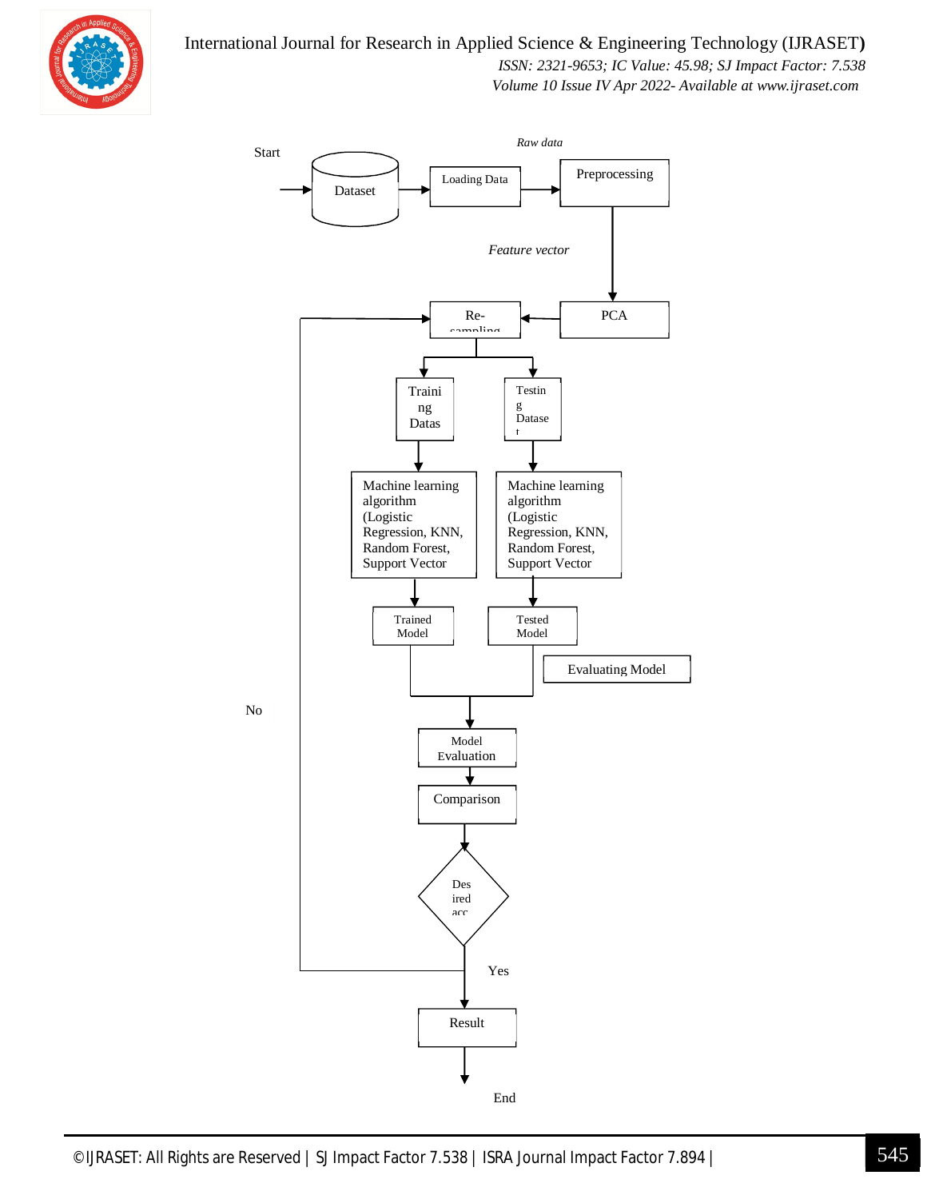Start

Dataset

Loading Data

*Raw data*

Preprocessing

*Feature vector*

PCA

Re-sampling

Training Datas

Testing Dataset

Machine learning algorithm (Logistic Regression, KNN, Random Forest, Support Vector

Machine learning algorithm (Logistic Regression, KNN, Random Forest, Support Vector

Trained Model

Tested Model

Evaluating Model

No

Model Evaluation

Comparison

Desired acc

Yes

Result

End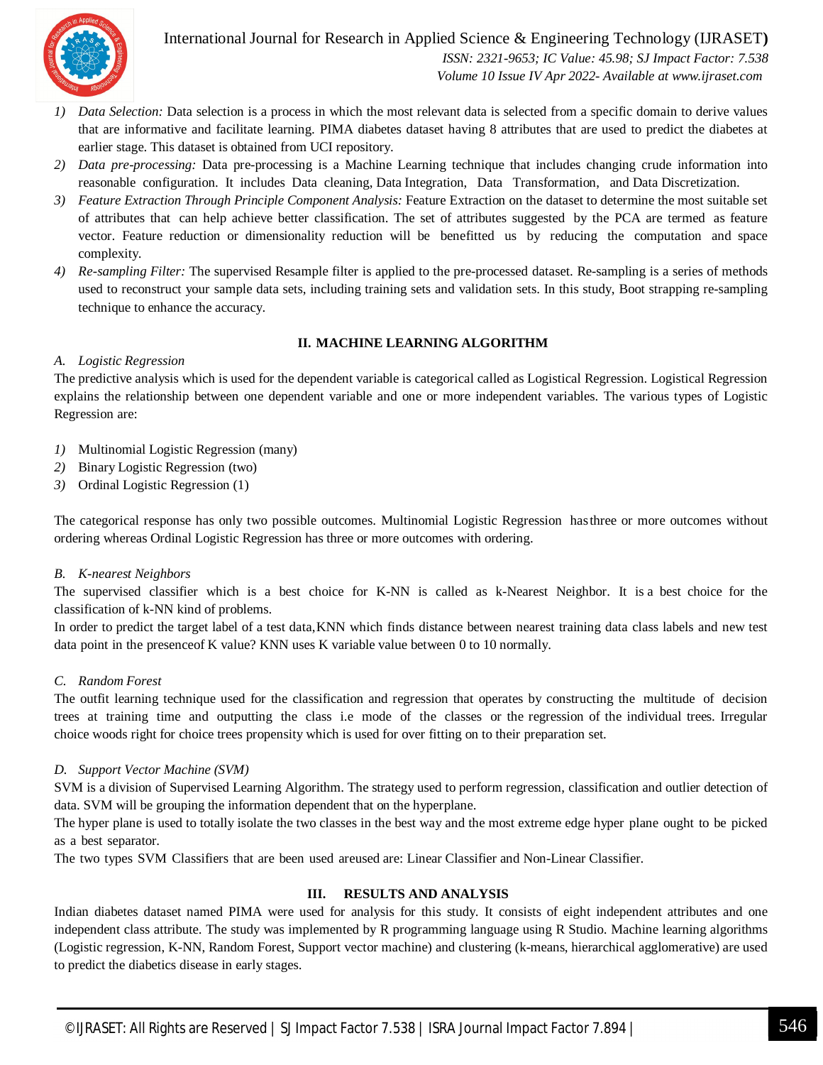1) *Data Selection:* Data selection is a process in which the most relevant data is selected from a specific domain to derive values that are informative and facilitate learning. PIMA diabetes dataset having 8 attributes that are used to predict the diabetes at earlier stage. This dataset is obtained from UCI repository.
2) *Data pre-processing:* Data pre-processing is a Machine Learning technique that includes changing crude information into reasonable configuration. It includes Data cleaning, Data Integration, Data Transformation, and Data Discretization.
3) *Feature Extraction Through Principle Component Analysis:* Feature Extraction on the dataset to determine the most suitable set of attributes that can help achieve better classification. The set of attributes suggested by the PCA are termed as feature vector. Feature reduction or dimensionality reduction will be benefitted us by reducing the computation and space complexity.
4) *Re-sampling Filter:* The supervised Resample filter is applied to the pre-processed dataset. Re-sampling is a series of methods used to reconstruct your sample data sets, including training sets and validation sets. In this study, Boot strapping re-sampling technique to enhance the accuracy.

## II. MACHINE LEARNING ALGORITHM

### A. Logistic Regression

The predictive analysis which is used for the dependent variable is categorical called as Logistical Regression. Logistical Regression explains the relationship between one dependent variable and one or more independent variables. The various types of Logistic Regression are:

1) Multinomial Logistic Regression (many)
2) Binary Logistic Regression (two)
3) Ordinal Logistic Regression (1)

The categorical response has only two possible outcomes. Multinomial Logistic Regression hasthree or more outcomes without ordering whereas Ordinal Logistic Regression has three or more outcomes with ordering.

### B. K-nearest Neighbors

The supervised classifier which is a best choice for K-NN is called as k-Nearest Neighbor. It is a best choice for the classification of k-NN kind of problems.

In order to predict the target label of a test data,KNN which finds distance between nearest training data class labels and new test data point in the presenceof K value? KNN uses K variable value between 0 to 10 normally.

### C. Random Forest

The outfit learning technique used for the classification and regression that operates by constructing the multitude of decision trees at training time and outputting the class i.e mode of the classes or the regression of the individual trees. Irregular choice woods right for choice trees propensity which is used for over fitting on to their preparation set.

### D. Support Vector Machine (SVM)

SVM is a division of Supervised Learning Algorithm. The strategy used to perform regression, classification and outlier detection of data. SVM will be grouping the information dependent that on the hyperplane.

The hyper plane is used to totally isolate the two classes in the best way and the most extreme edge hyper plane ought to be picked as a best separator.

The two types SVM Classifiers that are been used areused are: Linear Classifier and Non-Linear Classifier.

## III. RESULTS AND ANALYSIS

Indian diabetes dataset named PIMA were used for analysis for this study. It consists of eight independent attributes and one independent class attribute. The study was implemented by R programming language using R Studio. Machine learning algorithms (Logistic regression, K-NN, Random Forest, Support vector machine) and clustering (k-means, hierarchical agglomerative) are used to predict the diabetics disease in early stages.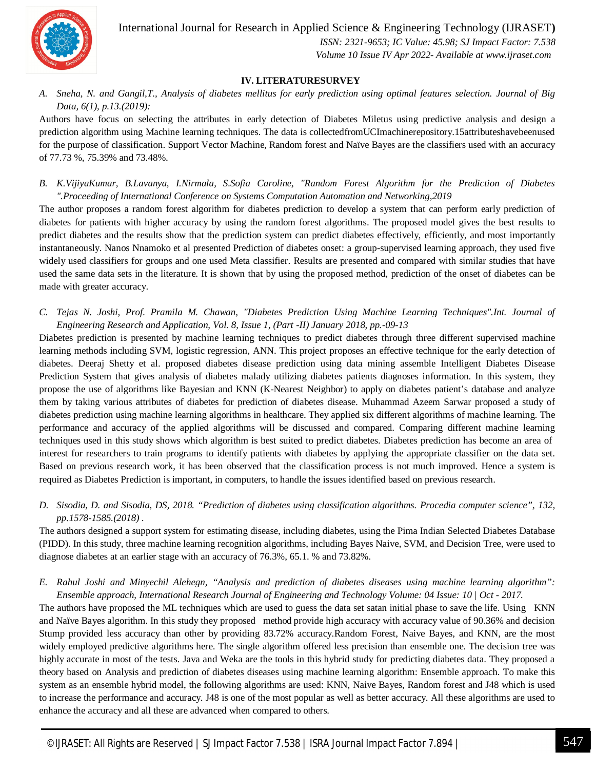## IV. LITERATURESURVEY

*A. Sneha, N. and Gangil,T., Analysis of diabetes mellitus for early prediction using optimal features selection. Journal of Big Data, 6(1), p.13.(2019):*

Authors have focus on selecting the attributes in early detection of Diabetes Miletus using predictive analysis and design a prediction algorithm using Machine learning techniques. The data is collectedfromUCImachinerepository.15attributeshavebeenused for the purpose of classification. Support Vector Machine, Random forest and Naïve Bayes are the classifiers used with an accuracy of 77.73 %, 75.39% and 73.48%.

*B. K.VijiyaKumar, B.Lavanya, I.Nirmala, S.Sofia Caroline, "Random Forest Algorithm for the Prediction of Diabetes ".Proceeding of International Conference on Systems Computation Automation and Networking,2019*

The author proposes a random forest algorithm for diabetes prediction to develop a system that can perform early prediction of diabetes for patients with higher accuracy by using the random forest algorithms. The proposed model gives the best results to predict diabetes and the results show that the prediction system can predict diabetes effectively, efficiently, and most importantly instantaneously. Nanos Nnamoko et al presented Prediction of diabetes onset: a group-supervised learning approach, they used five widely used classifiers for groups and one used Meta classifier. Results are presented and compared with similar studies that have used the same data sets in the literature. It is shown that by using the proposed method, prediction of the onset of diabetes can be made with greater accuracy.

*C. Tejas N. Joshi, Prof. Pramila M. Chawan, "Diabetes Prediction Using Machine Learning Techniques".Int. Journal of Engineering Research and Application, Vol. 8, Issue 1, (Part -II) January 2018, pp.-09-13*

Diabetes prediction is presented by machine learning techniques to predict diabetes through three different supervised machine learning methods including SVM, logistic regression, ANN. This project proposes an effective technique for the early detection of diabetes. Deeraj Shetty et al. proposed diabetes disease prediction using data mining assemble Intelligent Diabetes Disease Prediction System that gives analysis of diabetes malady utilizing diabetes patients diagnoses information. In this system, they propose the use of algorithms like Bayesian and KNN (K-Nearest Neighbor) to apply on diabetes patient's database and analyze them by taking various attributes of diabetes for prediction of diabetes disease. Muhammad Azeem Sarwar proposed a study of diabetes prediction using machine learning algorithms in healthcare. They applied six different algorithms of machine learning. The performance and accuracy of the applied algorithms will be discussed and compared. Comparing different machine learning techniques used in this study shows which algorithm is best suited to predict diabetes. Diabetes prediction has become an area of interest for researchers to train programs to identify patients with diabetes by applying the appropriate classifier on the data set. Based on previous research work, it has been observed that the classification process is not much improved. Hence a system is required as Diabetes Prediction is important, in computers, to handle the issues identified based on previous research.

*D. Sisodia, D. and Sisodia, DS, 2018. "Prediction of diabetes using classification algorithms. Procedia computer science", 132, pp.1578-1585.(2018) .*

The authors designed a support system for estimating disease, including diabetes, using the Pima Indian Selected Diabetes Database (PIDD). In this study, three machine learning recognition algorithms, including Bayes Naive, SVM, and Decision Tree, were used to diagnose diabetes at an earlier stage with an accuracy of 76.3%, 65.1. % and 73.82%.

*E. Rahul Joshi and Minyechil Alehegn, "Analysis and prediction of diabetes diseases using machine learning algorithm": Ensemble approach, International Research Journal of Engineering and Technology Volume: 04 Issue: 10 | Oct - 2017.*

The authors have proposed the ML techniques which are used to guess the data set satan initial phase to save the life. Using KNN and Naïve Bayes algorithm. In this study they proposed method provide high accuracy with accuracy value of 90.36% and decision Stump provided less accuracy than other by providing 83.72% accuracy.Random Forest, Naive Bayes, and KNN, are the most widely employed predictive algorithms here. The single algorithm offered less precision than ensemble one. The decision tree was highly accurate in most of the tests. Java and Weka are the tools in this hybrid study for predicting diabetes data. They proposed a theory based on Analysis and prediction of diabetes diseases using machine learning algorithm: Ensemble approach. To make this system as an ensemble hybrid model, the following algorithms are used: KNN, Naive Bayes, Random forest and J48 which is used to increase the performance and accuracy. J48 is one of the most popular as well as better accuracy. All these algorithms are used to enhance the accuracy and all these are advanced when compared to others.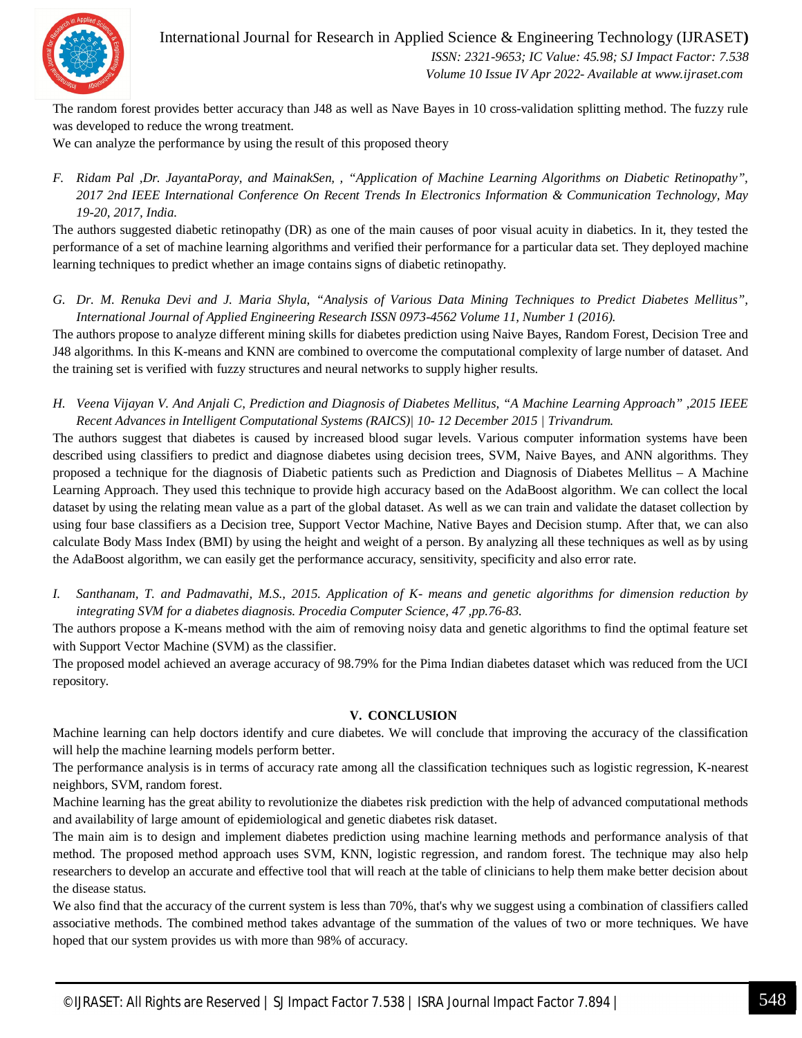The random forest provides better accuracy than J48 as well as Nave Bayes in 10 cross-validation splitting method. The fuzzy rule was developed to reduce the wrong treatment.

We can analyze the performance by using the result of this proposed theory

*F. Ridam Pal ,Dr. JayantaPoray, and MainakSen, , "Application of Machine Learning Algorithms on Diabetic Retinopathy", 2017 2nd IEEE International Conference On Recent Trends In Electronics Information & Communication Technology, May 19-20, 2017, India.*

The authors suggested diabetic retinopathy (DR) as one of the main causes of poor visual acuity in diabetics. In it, they tested the performance of a set of machine learning algorithms and verified their performance for a particular data set. They deployed machine learning techniques to predict whether an image contains signs of diabetic retinopathy.

*G. Dr. M. Renuka Devi and J. Maria Shyla, "Analysis of Various Data Mining Techniques to Predict Diabetes Mellitus", International Journal of Applied Engineering Research ISSN 0973-4562 Volume 11, Number 1 (2016).*

The authors propose to analyze different mining skills for diabetes prediction using Naive Bayes, Random Forest, Decision Tree and J48 algorithms. In this K-means and KNN are combined to overcome the computational complexity of large number of dataset. And the training set is verified with fuzzy structures and neural networks to supply higher results.

*H. Veena Vijayan V. And Anjali C, Prediction and Diagnosis of Diabetes Mellitus, "A Machine Learning Approach" ,2015 IEEE Recent Advances in Intelligent Computational Systems (RAICS)| 10- 12 December 2015 | Trivandrum.*

The authors suggest that diabetes is caused by increased blood sugar levels. Various computer information systems have been described using classifiers to predict and diagnose diabetes using decision trees, SVM, Naive Bayes, and ANN algorithms. They proposed a technique for the diagnosis of Diabetic patients such as Prediction and Diagnosis of Diabetes Mellitus – A Machine Learning Approach. They used this technique to provide high accuracy based on the AdaBoost algorithm. We can collect the local dataset by using the relating mean value as a part of the global dataset. As well as we can train and validate the dataset collection by using four base classifiers as a Decision tree, Support Vector Machine, Native Bayes and Decision stump. After that, we can also calculate Body Mass Index (BMI) by using the height and weight of a person. By analyzing all these techniques as well as by using the AdaBoost algorithm, we can easily get the performance accuracy, sensitivity, specificity and also error rate.

*I. Santhanam, T. and Padmavathi, M.S., 2015. Application of K- means and genetic algorithms for dimension reduction by integrating SVM for a diabetes diagnosis. Procedia Computer Science, 47 ,pp.76-83.*

The authors propose a K-means method with the aim of removing noisy data and genetic algorithms to find the optimal feature set with Support Vector Machine (SVM) as the classifier.

The proposed model achieved an average accuracy of 98.79% for the Pima Indian diabetes dataset which was reduced from the UCI repository.

## V. CONCLUSION

Machine learning can help doctors identify and cure diabetes. We will conclude that improving the accuracy of the classification will help the machine learning models perform better.

The performance analysis is in terms of accuracy rate among all the classification techniques such as logistic regression, K-nearest neighbors, SVM, random forest.

Machine learning has the great ability to revolutionize the diabetes risk prediction with the help of advanced computational methods and availability of large amount of epidemiological and genetic diabetes risk dataset.

The main aim is to design and implement diabetes prediction using machine learning methods and performance analysis of that method. The proposed method approach uses SVM, KNN, logistic regression, and random forest. The technique may also help researchers to develop an accurate and effective tool that will reach at the table of clinicians to help them make better decision about the disease status.

We also find that the accuracy of the current system is less than 70%, that's why we suggest using a combination of classifiers called associative methods. The combined method takes advantage of the summation of the values of two or more techniques. We have hoped that our system provides us with more than 98% of accuracy.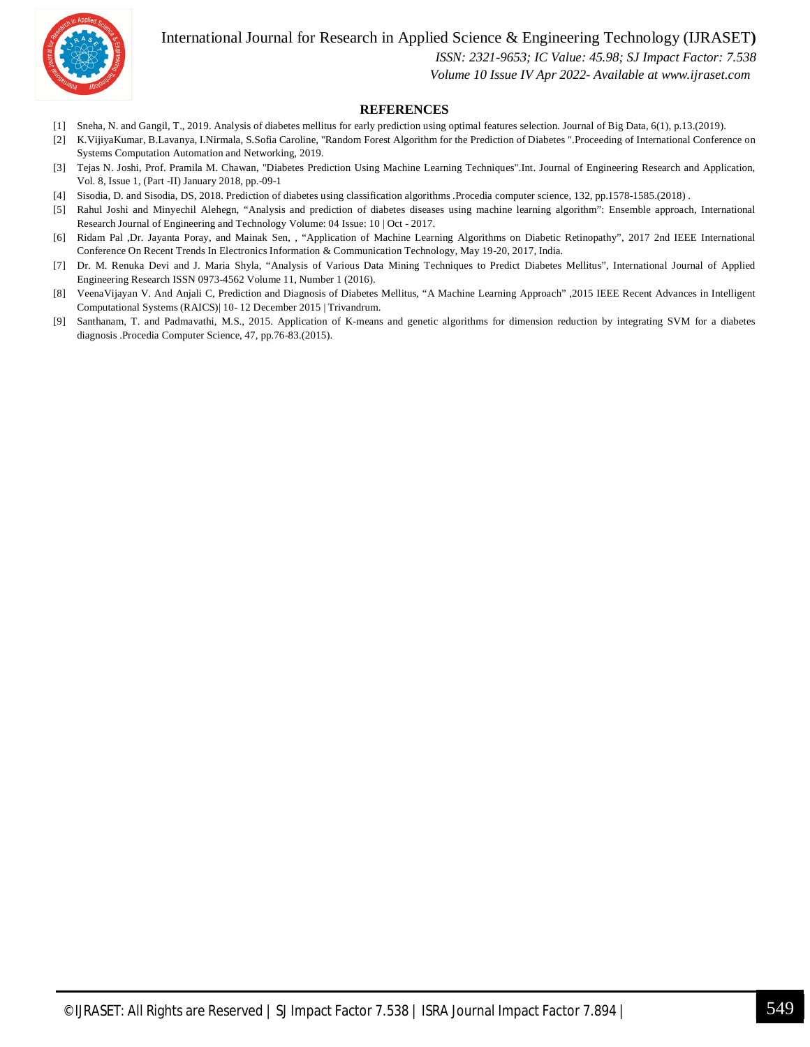## REFERENCES

[1] Sneha, N. and Gangil, T., 2019. Analysis of diabetes mellitus for early prediction using optimal features selection. Journal of Big Data, 6(1), p.13.(2019).

[2] K.VijiyaKumar, B.Lavanya, I.Nirmala, S.Sofia Caroline, "Random Forest Algorithm for the Prediction of Diabetes ".Proceeding of International Conference on Systems Computation Automation and Networking, 2019.

[3] Tejas N. Joshi, Prof. Pramila M. Chawan, "Diabetes Prediction Using Machine Learning Techniques".Int. Journal of Engineering Research and Application, Vol. 8, Issue 1, (Part -II) January 2018, pp.-09-1

[4] Sisodia, D. and Sisodia, DS, 2018. Prediction of diabetes using classification algorithms .Procedia computer science, 132, pp.1578-1585.(2018) .

[5] Rahul Joshi and Minyechil Alehegn, "Analysis and prediction of diabetes diseases using machine learning algorithm": Ensemble approach, International Research Journal of Engineering and Technology Volume: 04 Issue: 10 | Oct - 2017.

[6] Ridam Pal ,Dr. Jayanta Poray, and Mainak Sen, , "Application of Machine Learning Algorithms on Diabetic Retinopathy", 2017 2nd IEEE International Conference On Recent Trends In Electronics Information & Communication Technology, May 19-20, 2017, India.

[7] Dr. M. Renuka Devi and J. Maria Shyla, "Analysis of Various Data Mining Techniques to Predict Diabetes Mellitus", International Journal of Applied Engineering Research ISSN 0973-4562 Volume 11, Number 1 (2016).

[8] VeenaVijayan V. And Anjali C, Prediction and Diagnosis of Diabetes Mellitus, "A Machine Learning Approach" ,2015 IEEE Recent Advances in Intelligent Computational Systems (RAICS)| 10- 12 December 2015 | Trivandrum.

[9] Santhanam, T. and Padmavathi, M.S., 2015. Application of K-means and genetic algorithms for dimension reduction by integrating SVM for a diabetes diagnosis .Procedia Computer Science, 47, pp.76-83.(2015).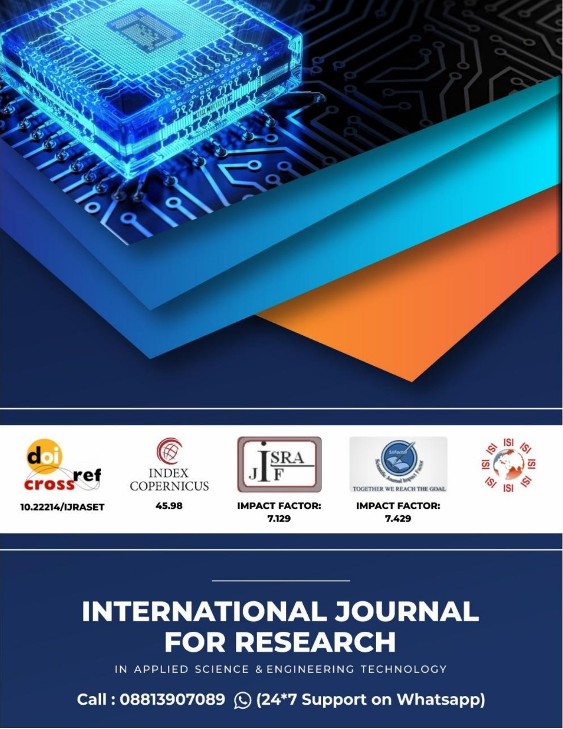10.22214/IJRASET

INDEX COPERNICUS

45.98

IMPACT FACTOR: 7.129

IMPACT FACTOR: 7.429

# INTERNATIONAL JOURNAL FOR RESEARCH

IN APPLIED SCIENCE & ENGINEERING TECHNOLOGY

Call : 08813907089 (24*7 Support on Whatsapp)